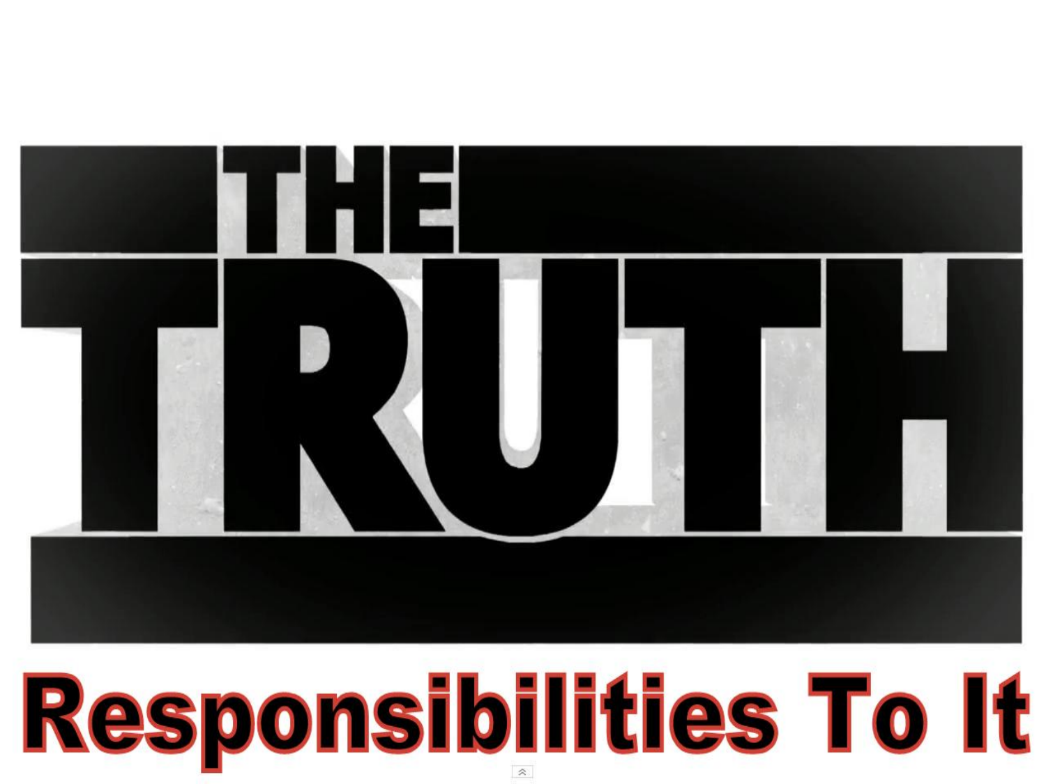# THE TRUTH

## Responsibilities To It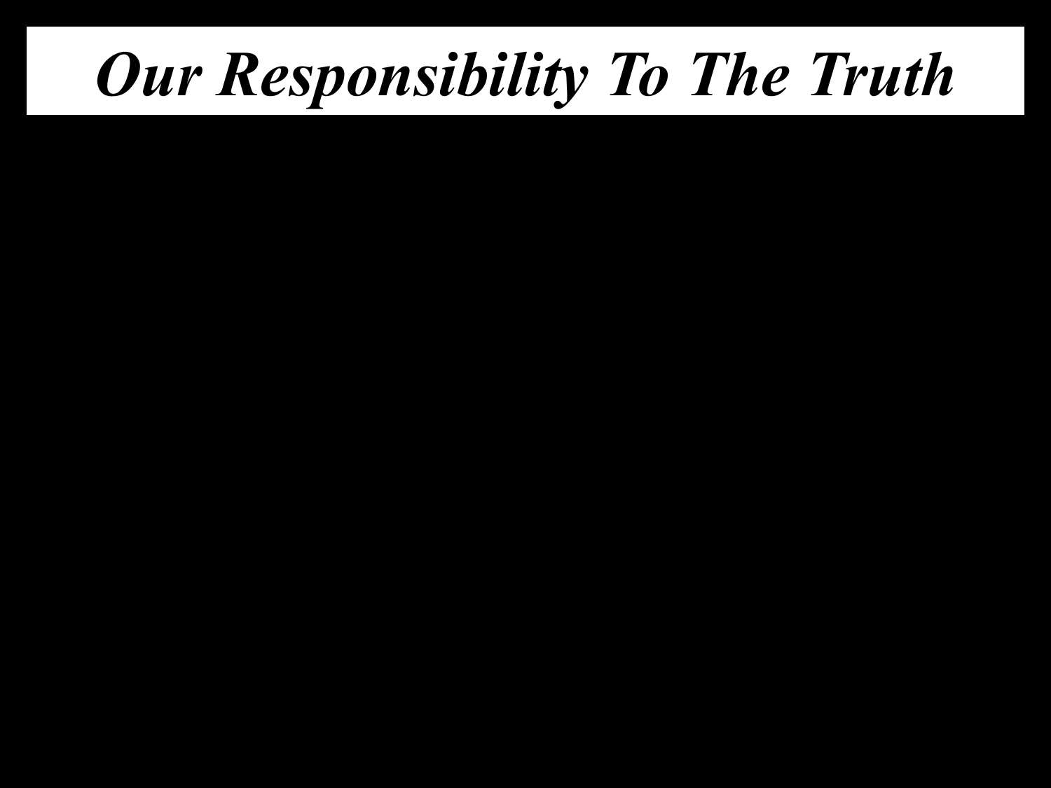# *Our Responsibility To The Truth*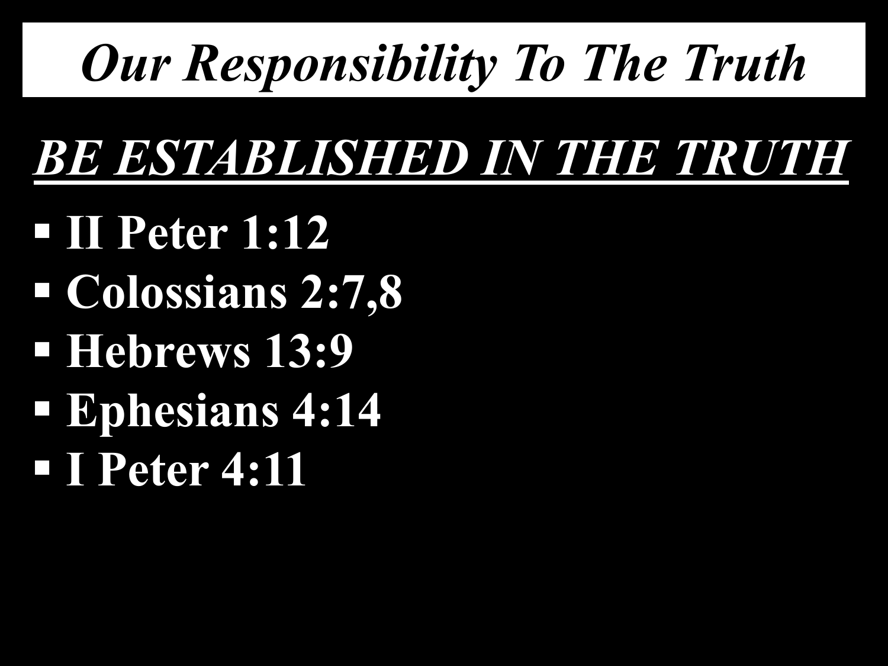# *Our Responsibility To The Truth*

## ***BE ESTABLISHED IN THE TRUTH***

- **II Peter 1:12**
- **Colossians 2:7,8**
- **Hebrews 13:9**
- **Ephesians 4:14**
- **I Peter 4:11**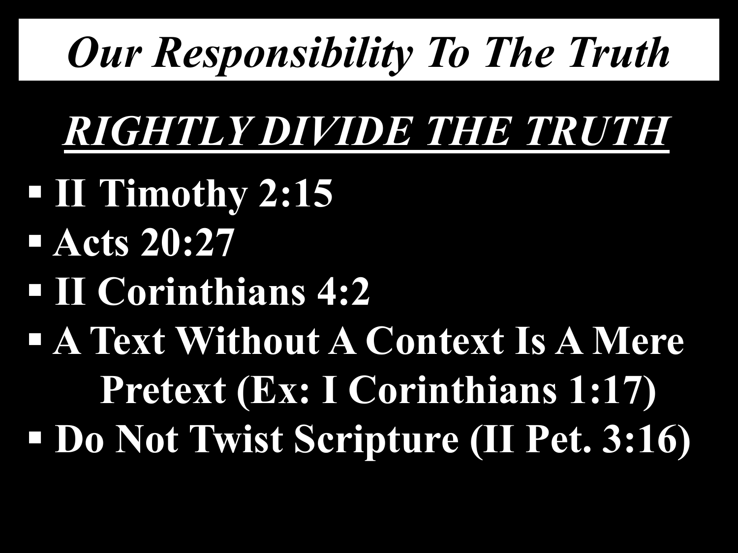# *Our Responsibility To The Truth*

## ***RIGHTLY DIVIDE THE TRUTH***

- **II Timothy 2:15**
- **Acts 20:27**
- **II Corinthians 4:2**
- **A Text Without A Context Is A Mere Pretext (Ex: I Corinthians 1:17)**
- **Do Not Twist Scripture (II Pet. 3:16)**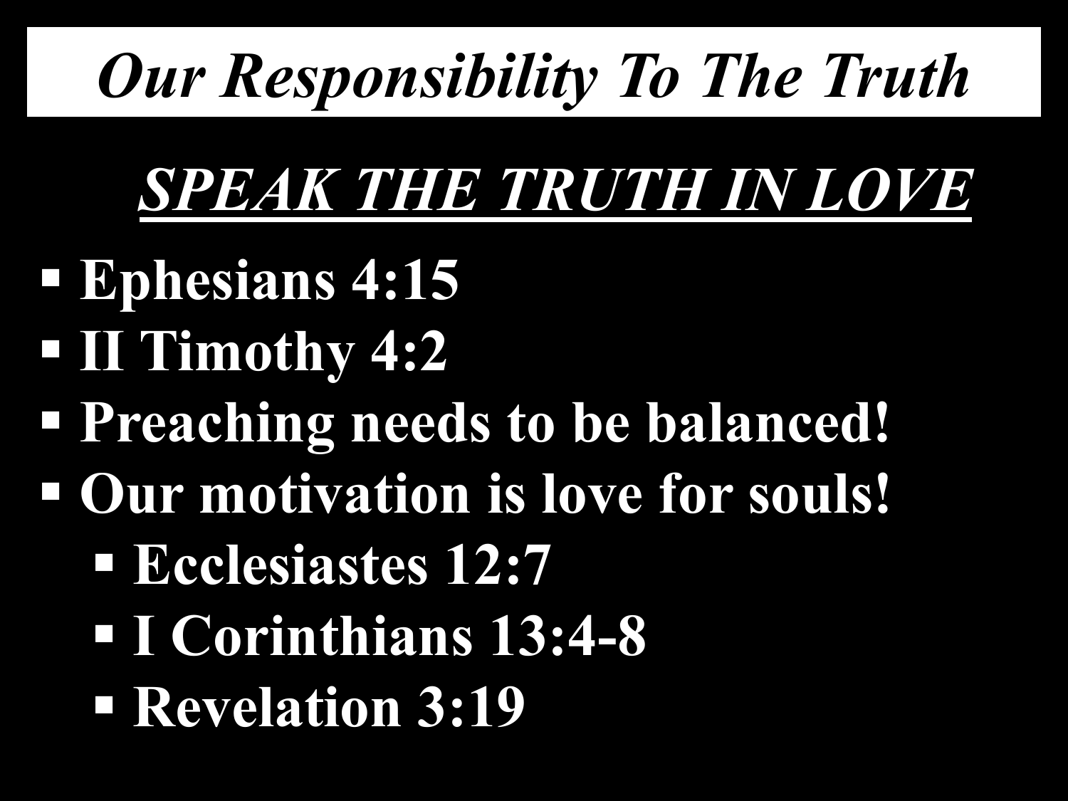# *Our Responsibility To The Truth*

## ***SPEAK THE TRUTH IN LOVE***

- **Ephesians 4:15**
- **II Timothy 4:2**
- **Preaching needs to be balanced!**
- **Our motivation is love for souls!**
  - **Ecclesiastes 12:7**
  - **I Corinthians 13:4-8**
  - **Revelation 3:19**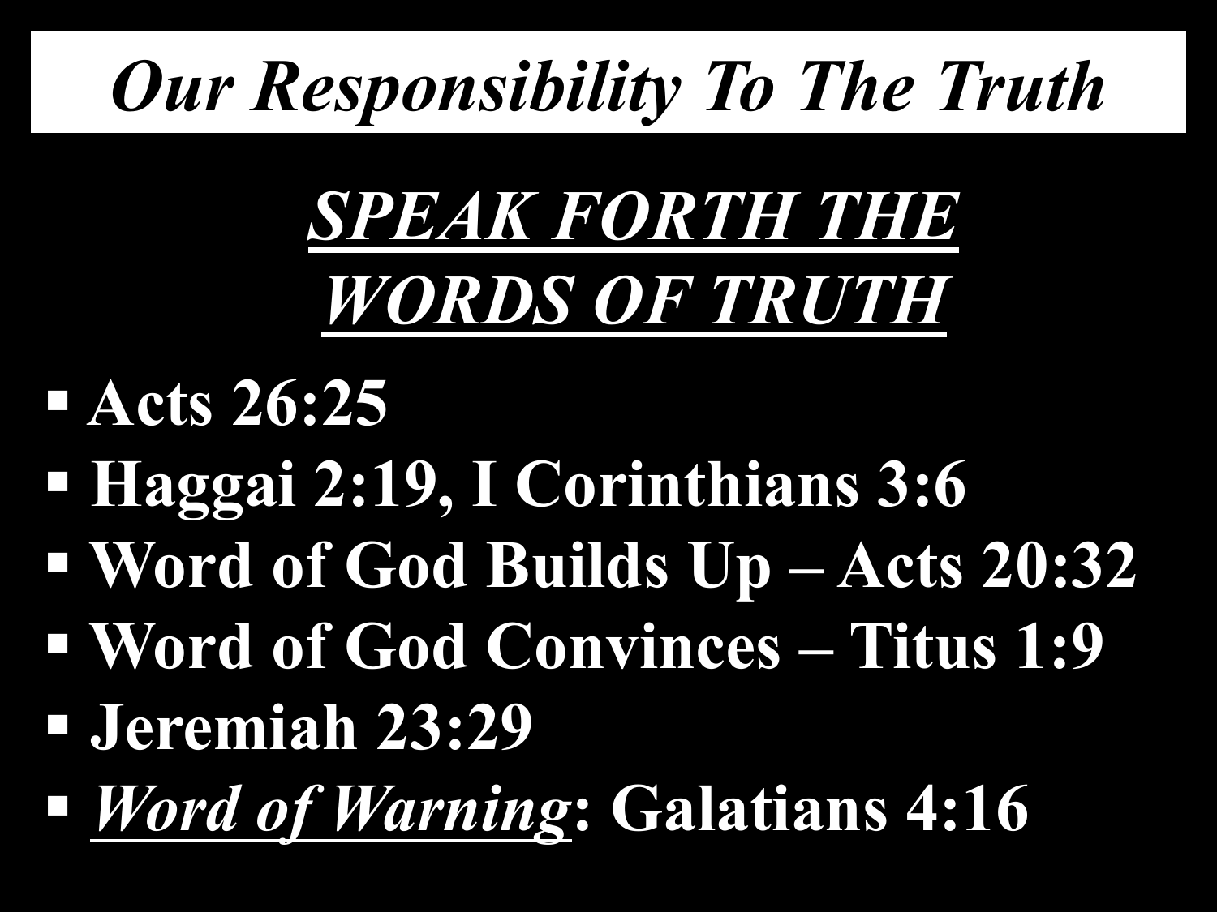# *Our Responsibility To The Truth*

## *SPEAK FORTH THE WORDS OF TRUTH*

- **Acts 26:25**
- **Haggai 2:19, I Corinthians 3:6**
- **Word of God Builds Up – Acts 20:32**
- **Word of God Convinces – Titus 1:9**
- **Jeremiah 23:29**
- ***Word of Warning*: Galatians 4:16**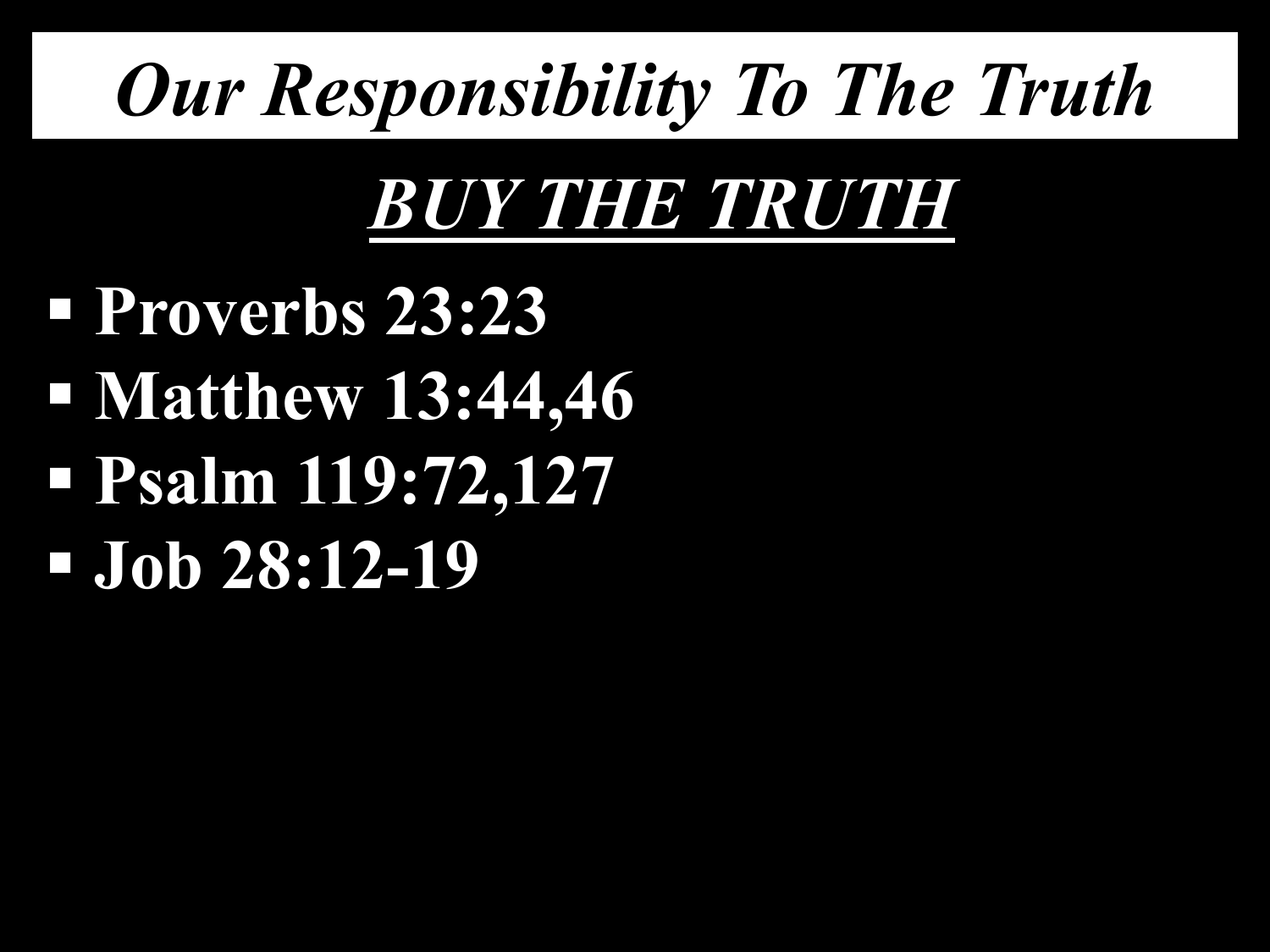# *Our Responsibility To The Truth*

## ***BUY THE TRUTH***

- **Proverbs 23:23**
- **Matthew 13:44,46**
- **Psalm 119:72,127**
- **Job 28:12-19**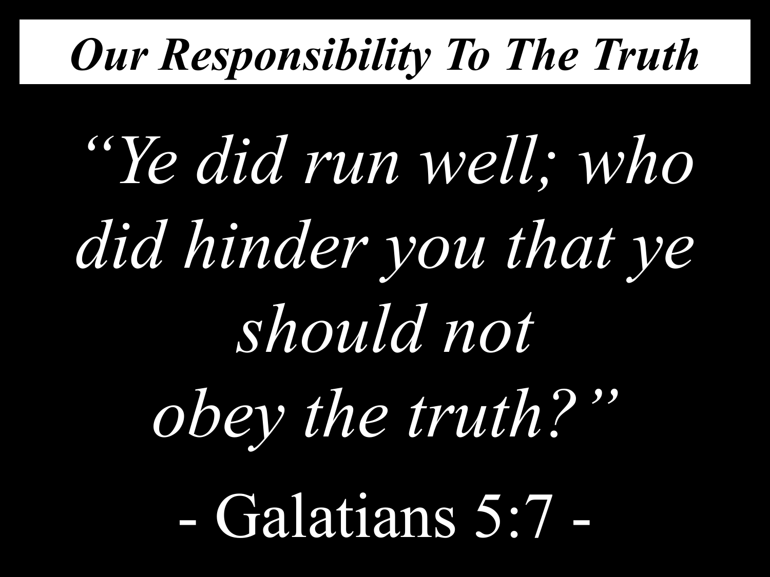# *Our Responsibility To The Truth*

*"Ye did run well; who did hinder you that ye should not obey the truth?"*

- Galatians 5:7 -